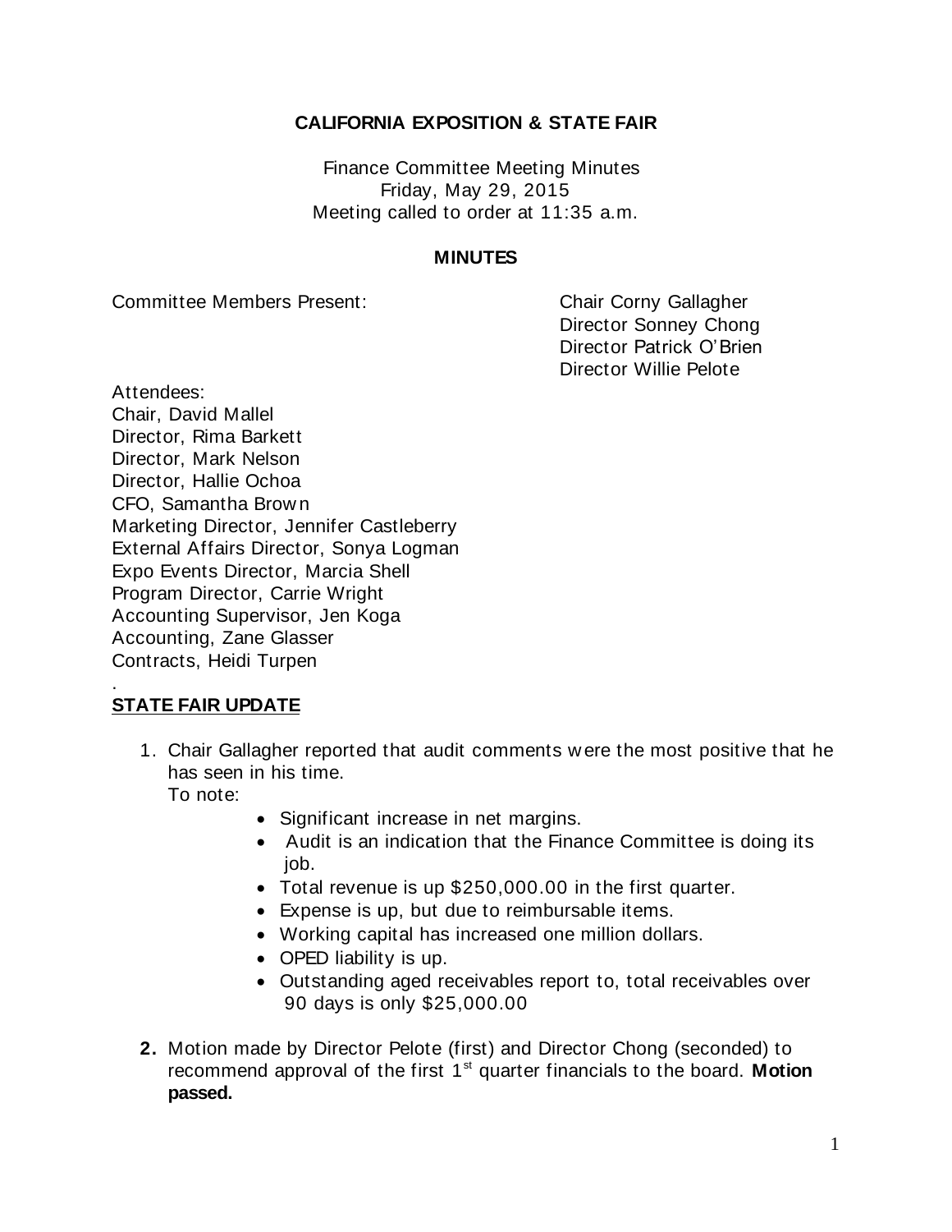**CALIFORNIA EXPOSITION & STATE FAIR**

Finance Committee Meeting Minutes
Friday, May 29, 2015
Meeting called to order at 11:35 a.m.

**MINUTES**

Committee Members Present:
Chair Corny Gallagher
Director Sonney Chong
Director Patrick O'Brien
Director Willie Pelote

Attendees:
Chair, David Mallel
Director, Rima Barkett
Director, Mark Nelson
Director, Hallie Ochoa
CFO, Samantha Brown
Marketing Director, Jennifer Castleberry
External Affairs Director, Sonya Logman
Expo Events Director, Marcia Shell
Program Director, Carrie Wright
Accounting Supervisor, Jen Koga
Accounting, Zane Glasser
Contracts, Heidi Turpen

.

**STATE FAIR UPDATE**

1. Chair Gallagher reported that audit comments were the most positive that he has seen in his time.
   To note:
   - Significant increase in net margins.
   - Audit is an indication that the Finance Committee is doing its job.
   - Total revenue is up $250,000.00 in the first quarter.
   - Expense is up, but due to reimbursable items.
   - Working capital has increased one million dollars.
   - OPED liability is up.
   - Outstanding aged receivables report to, total receivables over 90 days is only $25,000.00

2. Motion made by Director Pelote (first) and Director Chong (seconded) to recommend approval of the first 1st quarter financials to the board. **Motion passed.**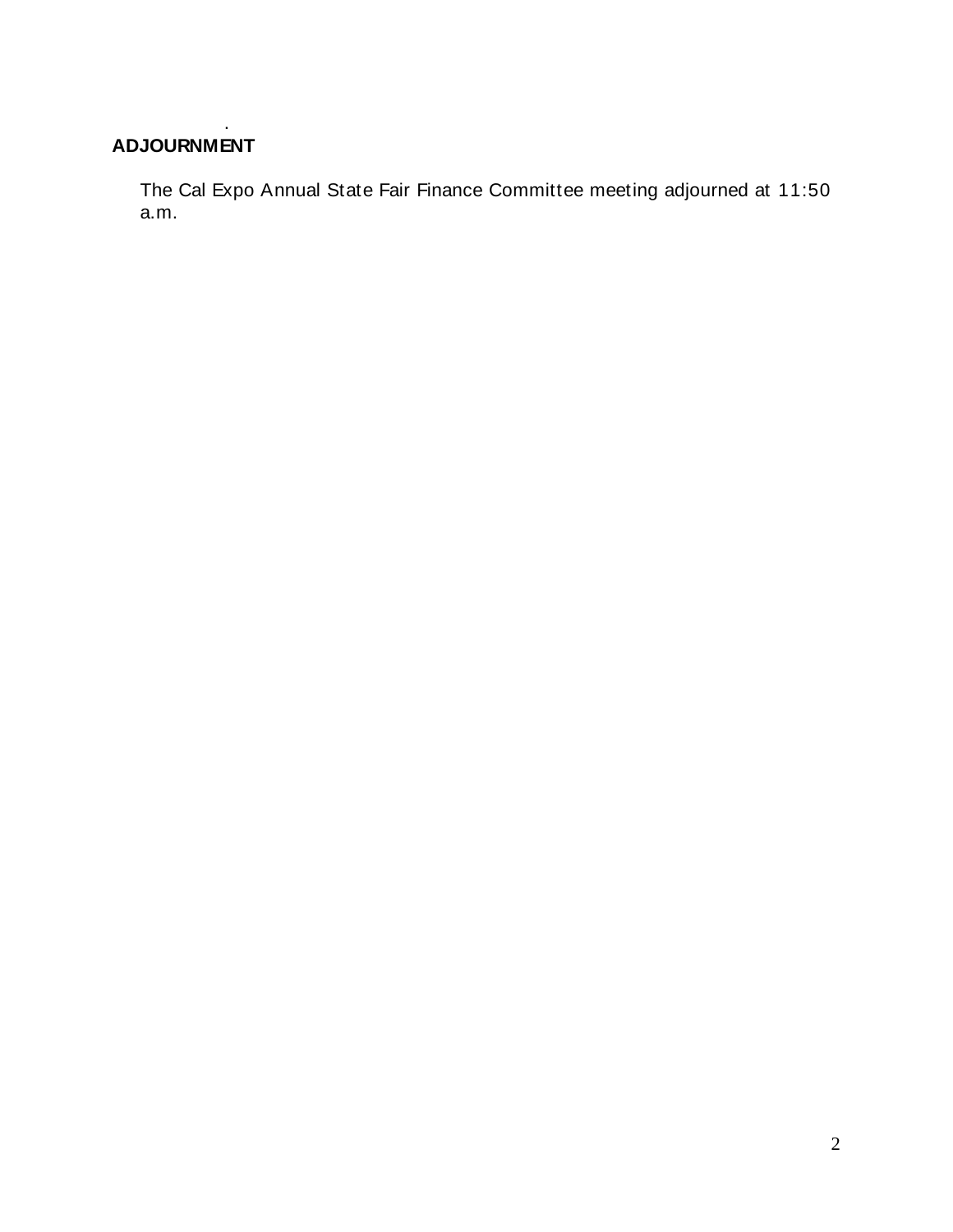**ADJOURNMENT**

The Cal Expo Annual State Fair Finance Committee meeting adjourned at 11:50 a.m.